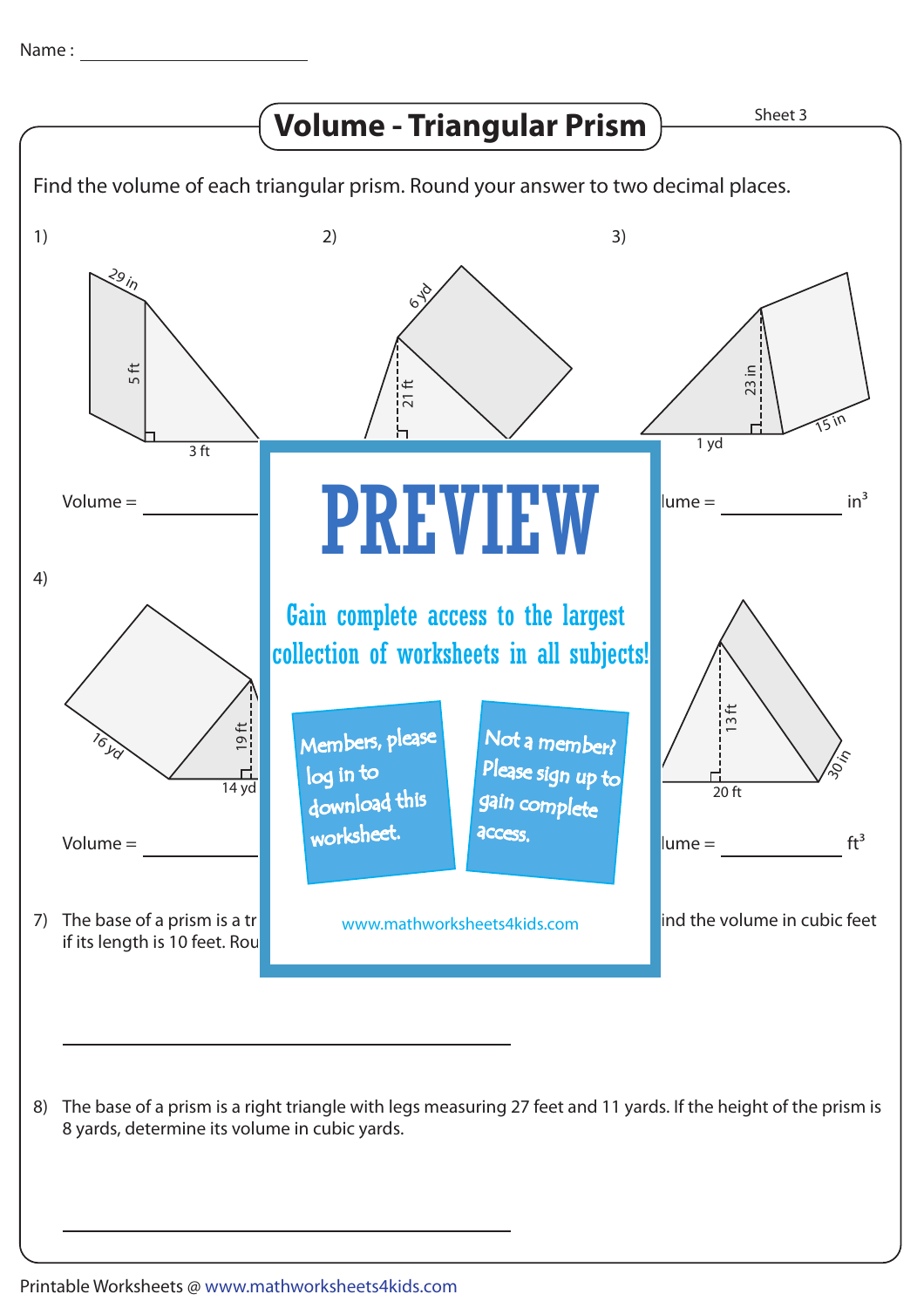Name : ____________________

# Volume - Triangular Prism

Sheet 3

Find the volume of each triangular prism. Round your answer to two decimal places.

1)

29 in

5 ft

3 ft

Volume = ____________

2)

6 yd

21 ft

3)

23 in

1 yd

15 in

Volume = ____________ $in^3$

4)

16 yd

19 ft

14 yd

Volume = ____________

13 ft

20 ft

30 in

Volume = ____________ $ft^3$

PREVIEW

Gain complete access to the largest collection of worksheets in all subjects!

Members, please log in to download this worksheet.

Not a member? Please sign up to gain complete access.

www.mathworksheets4kids.com

7) The base of a prism is a tr ... ind the volume in cubic feet if its length is 10 feet. Rou

____________________________________

8) The base of a prism is a right triangle with legs measuring 27 feet and 11 yards. If the height of the prism is 8 yards, determine its volume in cubic yards.

____________________________________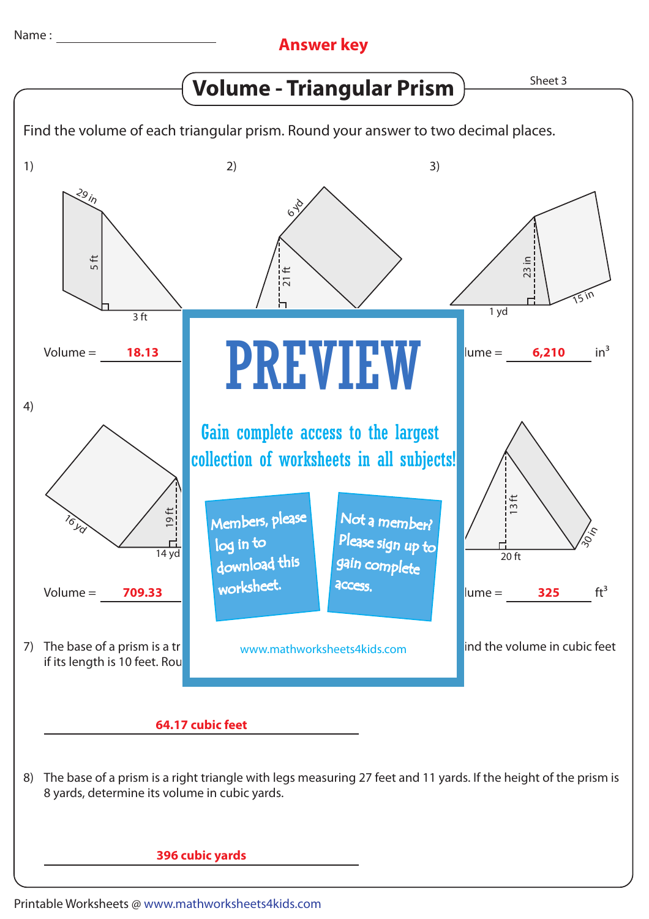Name : ________________

**Answer key**

# Volume - Triangular Prism

Sheet 3

Find the volume of each triangular prism. Round your answer to two decimal places.

1)

29 in

5 ft

3 ft

Volume = **18.13**

2)

6 yd

21 ft

3)

23 in

1 yd

15 in

Volume = **6,210** $in^3$

4)

16 yd

19 ft

14 yd

Volume = **709.33**

13 ft

20 ft

30 in

Volume = **325** $ft^3$

# PREVIEW

Gain complete access to the largest collection of worksheets in all subjects!

Members, please log in to download this worksheet.

Not a member? Please sign up to gain complete access.

www.mathworksheets4kids.com

7) The base of a prism is a tr... ind the volume in cubic feet if its length is 10 feet. Rou...

**64.17 cubic feet**

8) The base of a prism is a right triangle with legs measuring 27 feet and 11 yards. If the height of the prism is 8 yards, determine its volume in cubic yards.

**396 cubic yards**

Printable Worksheets @ www.mathworksheets4kids.com